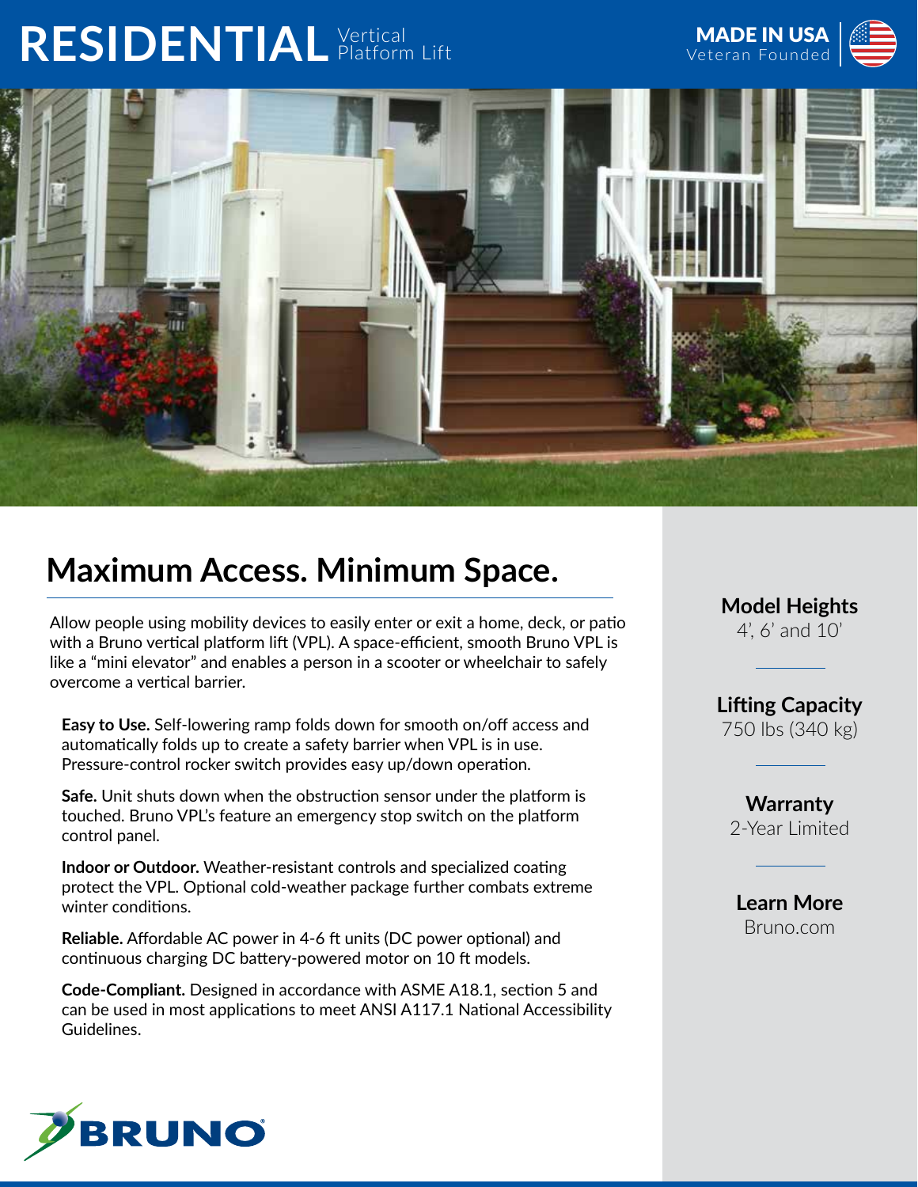# RESIDENTIAL Vertical Platform Lift

**MADE IN USA**
Veteran Founded

## Maximum Access. Minimum Space.

Allow people using mobility devices to easily enter or exit a home, deck, or patio with a Bruno vertical platform lift (VPL). A space-efficient, smooth Bruno VPL is like a "mini elevator" and enables a person in a scooter or wheelchair to safely overcome a vertical barrier.

**Easy to Use.** Self-lowering ramp folds down for smooth on/off access and automatically folds up to create a safety barrier when VPL is in use. Pressure-control rocker switch provides easy up/down operation.

**Safe.** Unit shuts down when the obstruction sensor under the platform is touched. Bruno VPL's feature an emergency stop switch on the platform control panel.

**Indoor or Outdoor.** Weather-resistant controls and specialized coating protect the VPL. Optional cold-weather package further combats extreme winter conditions.

**Reliable.** Affordable AC power in 4-6 ft units (DC power optional) and continuous charging DC battery-powered motor on 10 ft models.

**Code-Compliant.** Designed in accordance with ASME A18.1, section 5 and can be used in most applications to meet ANSI A117.1 National Accessibility Guidelines.

**Model Heights**
4', 6' and 10'

**Lifting Capacity**
750 lbs (340 kg)

**Warranty**
2-Year Limited

**Learn More**
Bruno.com

BRUNO®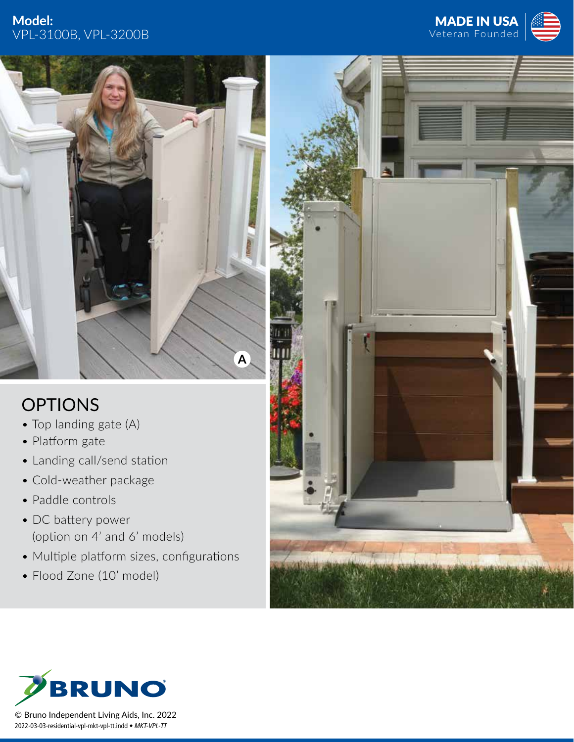**Model:**
VPL-3100B, VPL-3200B

**MADE IN USA**
Veteran Founded

## OPTIONS

- Top landing gate (A)
- Platform gate
- Landing call/send station
- Cold-weather package
- Paddle controls
- DC battery power
  (option on 4' and 6' models)
- Multiple platform sizes, configurations
- Flood Zone (10' model)

© Bruno Independent Living Aids, Inc. 2022
2022-03-03-residential-vpl-mkt-vpl-tt.indd • *MKT-VPL-TT*